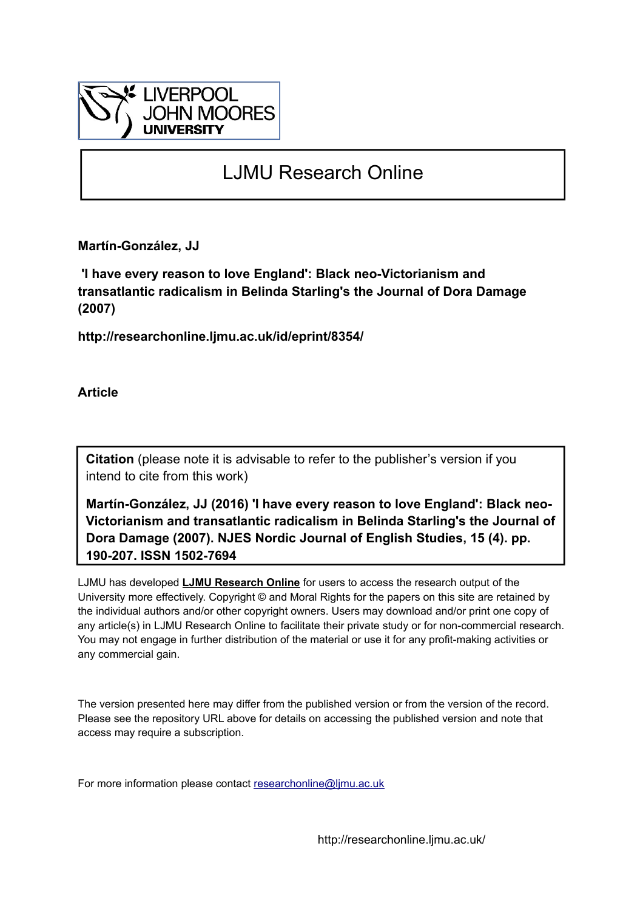LIVERPOOL JOHN MOORES UNIVERSITY

# LJMU Research Online

**Martín-González, JJ**

**'I have every reason to love England': Black neo-Victorianism and transatlantic radicalism in Belinda Starling's the Journal of Dora Damage (2007)**

**http://researchonline.ljmu.ac.uk/id/eprint/8354/**

**Article**

**Citation** (please note it is advisable to refer to the publisher's version if you intend to cite from this work)

**Martín-González, JJ (2016) 'I have every reason to love England': Black neo-Victorianism and transatlantic radicalism in Belinda Starling's the Journal of Dora Damage (2007). NJES Nordic Journal of English Studies, 15 (4). pp. 190-207. ISSN 1502-7694**

LJMU has developed **LJMU Research Online** for users to access the research output of the University more effectively. Copyright © and Moral Rights for the papers on this site are retained by the individual authors and/or other copyright owners. Users may download and/or print one copy of any article(s) in LJMU Research Online to facilitate their private study or for non-commercial research. You may not engage in further distribution of the material or use it for any profit-making activities or any commercial gain.

The version presented here may differ from the published version or from the version of the record. Please see the repository URL above for details on accessing the published version and note that access may require a subscription.

For more information please contact researchonline@ljmu.ac.uk

http://researchonline.ljmu.ac.uk/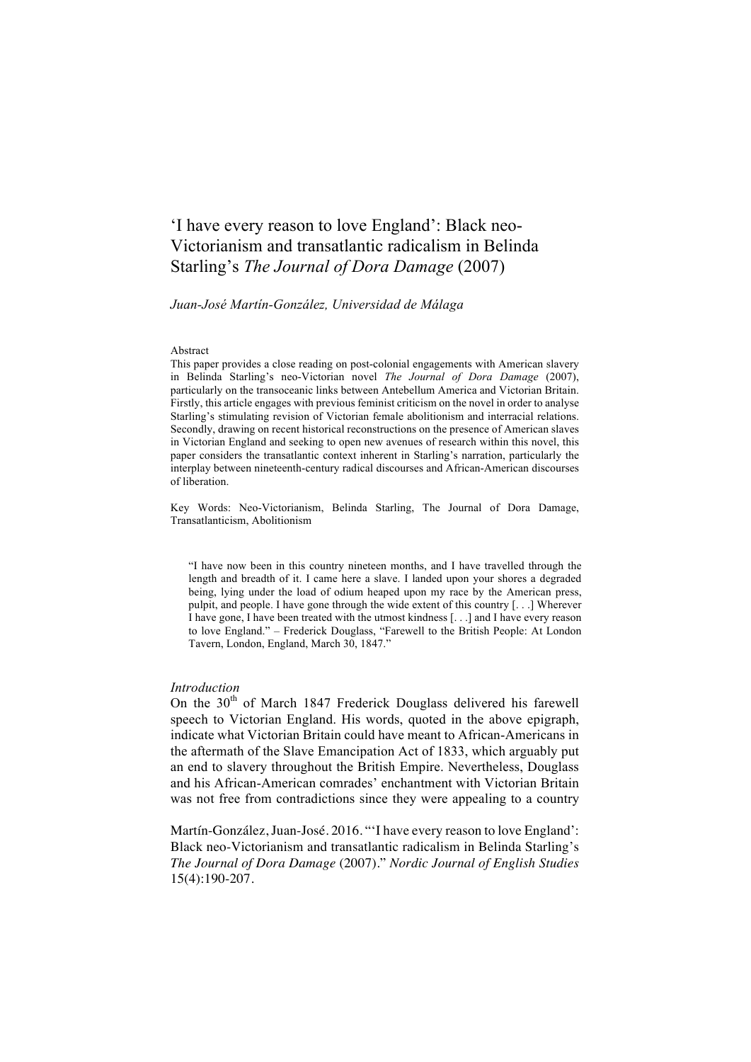# 'I have every reason to love England': Black neo-Victorianism and transatlantic radicalism in Belinda Starling's *The Journal of Dora Damage* (2007)

*Juan-José Martín-González, Universidad de Málaga*

Abstract

This paper provides a close reading on post-colonial engagements with American slavery in Belinda Starling's neo-Victorian novel *The Journal of Dora Damage* (2007), particularly on the transoceanic links between Antebellum America and Victorian Britain. Firstly, this article engages with previous feminist criticism on the novel in order to analyse Starling's stimulating revision of Victorian female abolitionism and interracial relations. Secondly, drawing on recent historical reconstructions on the presence of American slaves in Victorian England and seeking to open new avenues of research within this novel, this paper considers the transatlantic context inherent in Starling's narration, particularly the interplay between nineteenth-century radical discourses and African-American discourses of liberation.

Key Words: Neo-Victorianism, Belinda Starling, The Journal of Dora Damage, Transatlanticism, Abolitionism

> "I have now been in this country nineteen months, and I have travelled through the length and breadth of it. I came here a slave. I landed upon your shores a degraded being, lying under the load of odium heaped upon my race by the American press, pulpit, and people. I have gone through the wide extent of this country [. . .] Wherever I have gone, I have been treated with the utmost kindness [. . .] and I have every reason to love England." – Frederick Douglass, "Farewell to the British People: At London Tavern, London, England, March 30, 1847."

*Introduction*

On the 30th of March 1847 Frederick Douglass delivered his farewell speech to Victorian England. His words, quoted in the above epigraph, indicate what Victorian Britain could have meant to African-Americans in the aftermath of the Slave Emancipation Act of 1833, which arguably put an end to slavery throughout the British Empire. Nevertheless, Douglass and his African-American comrades' enchantment with Victorian Britain was not free from contradictions since they were appealing to a country

Martín-González, Juan-José. 2016. "'I have every reason to love England': Black neo-Victorianism and transatlantic radicalism in Belinda Starling's *The Journal of Dora Damage* (2007)." *Nordic Journal of English Studies* 15(4):190-207.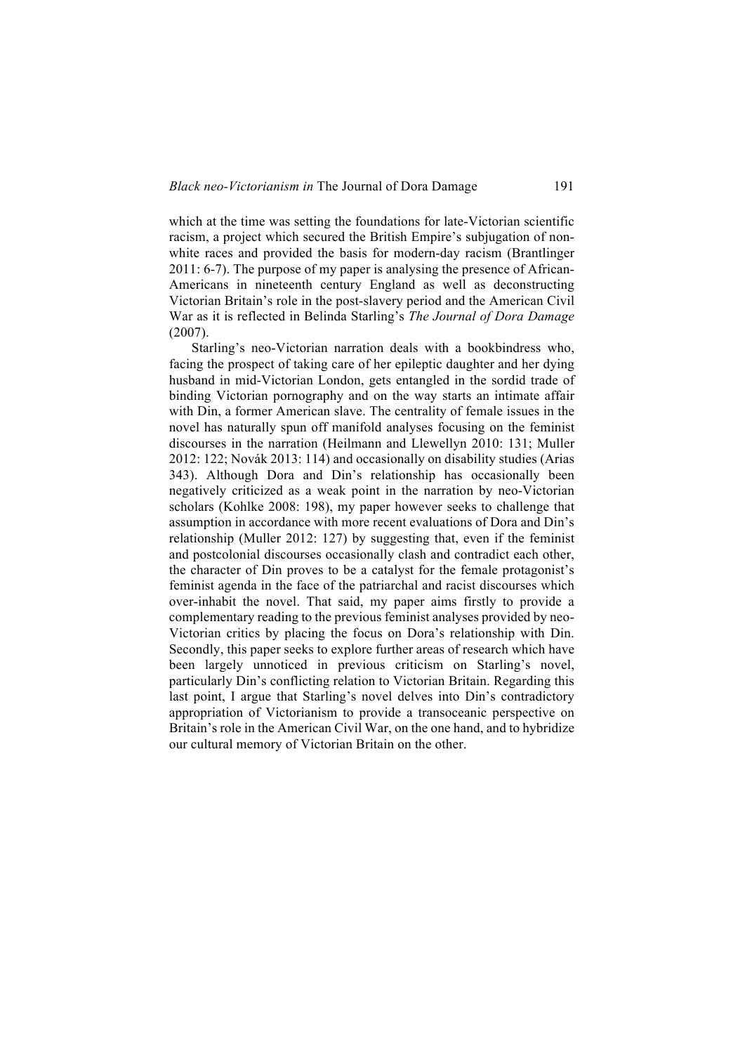which at the time was setting the foundations for late-Victorian scientific racism, a project which secured the British Empire's subjugation of non-white races and provided the basis for modern-day racism (Brantlinger 2011: 6-7). The purpose of my paper is analysing the presence of African-Americans in nineteenth century England as well as deconstructing Victorian Britain's role in the post-slavery period and the American Civil War as it is reflected in Belinda Starling's *The Journal of Dora Damage* (2007).

Starling's neo-Victorian narration deals with a bookbindress who, facing the prospect of taking care of her epileptic daughter and her dying husband in mid-Victorian London, gets entangled in the sordid trade of binding Victorian pornography and on the way starts an intimate affair with Din, a former American slave. The centrality of female issues in the novel has naturally spun off manifold analyses focusing on the feminist discourses in the narration (Heilmann and Llewellyn 2010: 131; Muller 2012: 122; Novák 2013: 114) and occasionally on disability studies (Arias 343). Although Dora and Din's relationship has occasionally been negatively criticized as a weak point in the narration by neo-Victorian scholars (Kohlke 2008: 198), my paper however seeks to challenge that assumption in accordance with more recent evaluations of Dora and Din's relationship (Muller 2012: 127) by suggesting that, even if the feminist and postcolonial discourses occasionally clash and contradict each other, the character of Din proves to be a catalyst for the female protagonist's feminist agenda in the face of the patriarchal and racist discourses which over-inhabit the novel. That said, my paper aims firstly to provide a complementary reading to the previous feminist analyses provided by neo-Victorian critics by placing the focus on Dora's relationship with Din. Secondly, this paper seeks to explore further areas of research which have been largely unnoticed in previous criticism on Starling's novel, particularly Din's conflicting relation to Victorian Britain. Regarding this last point, I argue that Starling's novel delves into Din's contradictory appropriation of Victorianism to provide a transoceanic perspective on Britain's role in the American Civil War, on the one hand, and to hybridize our cultural memory of Victorian Britain on the other.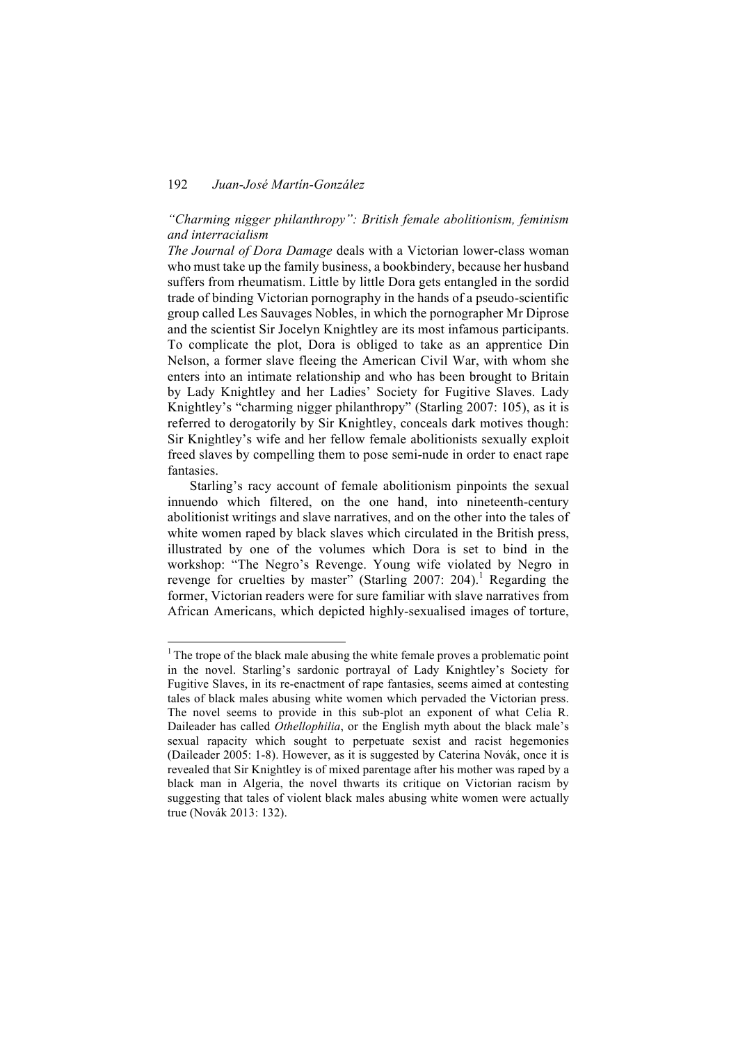*"Charming nigger philanthropy": British female abolitionism, feminism and interracialism*

*The Journal of Dora Damage* deals with a Victorian lower-class woman who must take up the family business, a bookbindery, because her husband suffers from rheumatism. Little by little Dora gets entangled in the sordid trade of binding Victorian pornography in the hands of a pseudo-scientific group called Les Sauvages Nobles, in which the pornographer Mr Diprose and the scientist Sir Jocelyn Knightley are its most infamous participants. To complicate the plot, Dora is obliged to take as an apprentice Din Nelson, a former slave fleeing the American Civil War, with whom she enters into an intimate relationship and who has been brought to Britain by Lady Knightley and her Ladies' Society for Fugitive Slaves. Lady Knightley's "charming nigger philanthropy" (Starling 2007: 105), as it is referred to derogatorily by Sir Knightley, conceals dark motives though: Sir Knightley's wife and her fellow female abolitionists sexually exploit freed slaves by compelling them to pose semi-nude in order to enact rape fantasies.

Starling's racy account of female abolitionism pinpoints the sexual innuendo which filtered, on the one hand, into nineteenth-century abolitionist writings and slave narratives, and on the other into the tales of white women raped by black slaves which circulated in the British press, illustrated by one of the volumes which Dora is set to bind in the workshop: "The Negro's Revenge. Young wife violated by Negro in revenge for cruelties by master" (Starling 2007: 204).[1] Regarding the former, Victorian readers were for sure familiar with slave narratives from African Americans, which depicted highly-sexualised images of torture,

---

[1] The trope of the black male abusing the white female proves a problematic point in the novel. Starling's sardonic portrayal of Lady Knightley's Society for Fugitive Slaves, in its re-enactment of rape fantasies, seems aimed at contesting tales of black males abusing white women which pervaded the Victorian press. The novel seems to provide in this sub-plot an exponent of what Celia R. Daileader has called *Othellophilia*, or the English myth about the black male's sexual rapacity which sought to perpetuate sexist and racist hegemonies (Daileader 2005: 1-8). However, as it is suggested by Caterina Novák, once it is revealed that Sir Knightley is of mixed parentage after his mother was raped by a black man in Algeria, the novel thwarts its critique on Victorian racism by suggesting that tales of violent black males abusing white women were actually true (Novák 2013: 132).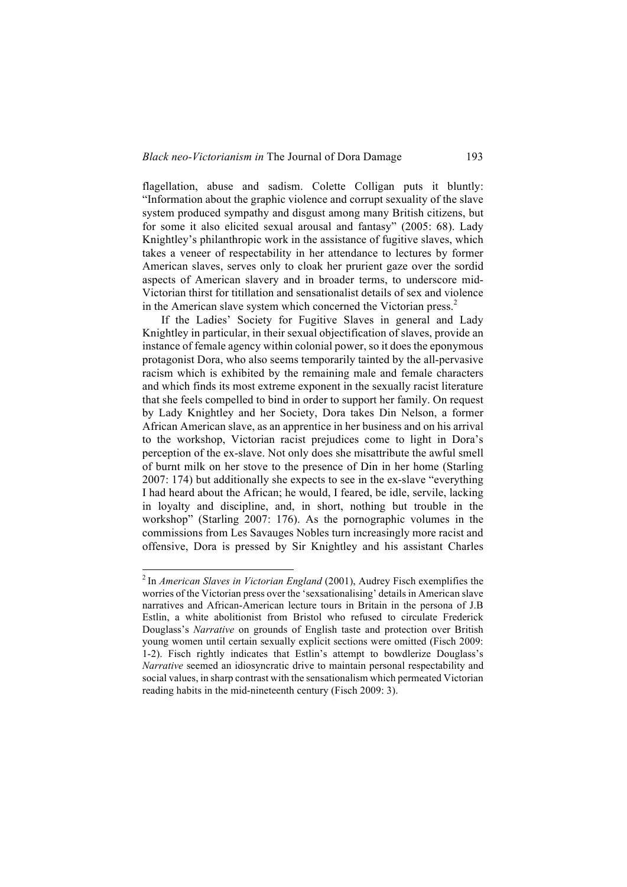flagellation, abuse and sadism. Colette Colligan puts it bluntly: "Information about the graphic violence and corrupt sexuality of the slave system produced sympathy and disgust among many British citizens, but for some it also elicited sexual arousal and fantasy" (2005: 68). Lady Knightley's philanthropic work in the assistance of fugitive slaves, which takes a veneer of respectability in her attendance to lectures by former American slaves, serves only to cloak her prurient gaze over the sordid aspects of American slavery and in broader terms, to underscore mid-Victorian thirst for titillation and sensationalist details of sex and violence in the American slave system which concerned the Victorian press.[2]

If the Ladies' Society for Fugitive Slaves in general and Lady Knightley in particular, in their sexual objectification of slaves, provide an instance of female agency within colonial power, so it does the eponymous protagonist Dora, who also seems temporarily tainted by the all-pervasive racism which is exhibited by the remaining male and female characters and which finds its most extreme exponent in the sexually racist literature that she feels compelled to bind in order to support her family. On request by Lady Knightley and her Society, Dora takes Din Nelson, a former African American slave, as an apprentice in her business and on his arrival to the workshop, Victorian racist prejudices come to light in Dora's perception of the ex-slave. Not only does she misattribute the awful smell of burnt milk on her stove to the presence of Din in her home (Starling 2007: 174) but additionally she expects to see in the ex-slave "everything I had heard about the African; he would, I feared, be idle, servile, lacking in loyalty and discipline, and, in short, nothing but trouble in the workshop" (Starling 2007: 176). As the pornographic volumes in the commissions from Les Savauges Nobles turn increasingly more racist and offensive, Dora is pressed by Sir Knightley and his assistant Charles

---

[2] In *American Slaves in Victorian England* (2001), Audrey Fisch exemplifies the worries of the Victorian press over the 'sexsationalising' details in American slave narratives and African-American lecture tours in Britain in the persona of J.B Estlin, a white abolitionist from Bristol who refused to circulate Frederick Douglass's *Narrative* on grounds of English taste and protection over British young women until certain sexually explicit sections were omitted (Fisch 2009: 1-2). Fisch rightly indicates that Estlin's attempt to bowdlerize Douglass's *Narrative* seemed an idiosyncratic drive to maintain personal respectability and social values, in sharp contrast with the sensationalism which permeated Victorian reading habits in the mid-nineteenth century (Fisch 2009: 3).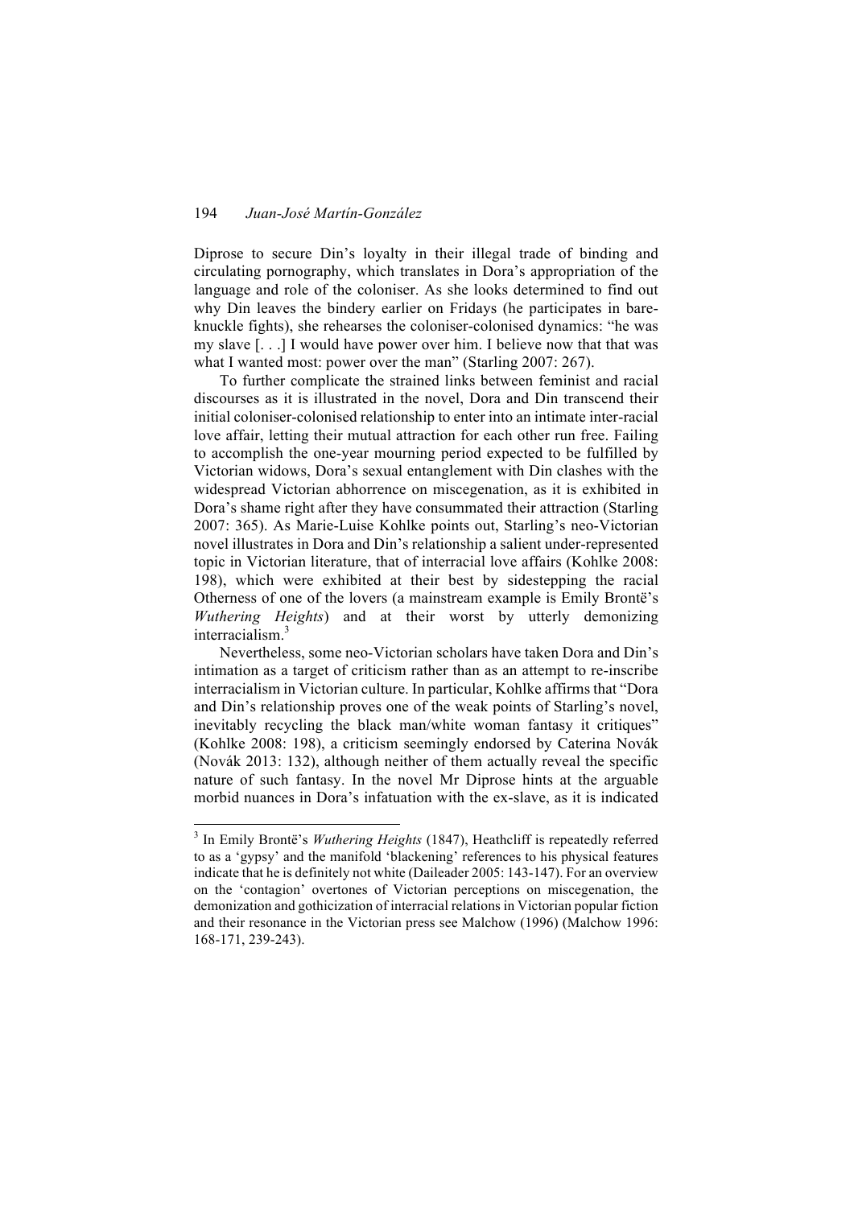Diprose to secure Din's loyalty in their illegal trade of binding and circulating pornography, which translates in Dora's appropriation of the language and role of the coloniser. As she looks determined to find out why Din leaves the bindery earlier on Fridays (he participates in bare-knuckle fights), she rehearses the coloniser-colonised dynamics: "he was my slave [. . .] I would have power over him. I believe now that that was what I wanted most: power over the man" (Starling 2007: 267).

To further complicate the strained links between feminist and racial discourses as it is illustrated in the novel, Dora and Din transcend their initial coloniser-colonised relationship to enter into an intimate inter-racial love affair, letting their mutual attraction for each other run free. Failing to accomplish the one-year mourning period expected to be fulfilled by Victorian widows, Dora's sexual entanglement with Din clashes with the widespread Victorian abhorrence on miscegenation, as it is exhibited in Dora's shame right after they have consummated their attraction (Starling 2007: 365). As Marie-Luise Kohlke points out, Starling's neo-Victorian novel illustrates in Dora and Din's relationship a salient under-represented topic in Victorian literature, that of interracial love affairs (Kohlke 2008: 198), which were exhibited at their best by sidestepping the racial Otherness of one of the lovers (a mainstream example is Emily Brontë's *Wuthering Heights*) and at their worst by utterly demonizing interracialism.[3]

Nevertheless, some neo-Victorian scholars have taken Dora and Din's intimation as a target of criticism rather than as an attempt to re-inscribe interracialism in Victorian culture. In particular, Kohlke affirms that "Dora and Din's relationship proves one of the weak points of Starling's novel, inevitably recycling the black man/white woman fantasy it critiques" (Kohlke 2008: 198), a criticism seemingly endorsed by Caterina Novák (Novák 2013: 132), although neither of them actually reveal the specific nature of such fantasy. In the novel Mr Diprose hints at the arguable morbid nuances in Dora's infatuation with the ex-slave, as it is indicated

---

[3] In Emily Brontë's *Wuthering Heights* (1847), Heathcliff is repeatedly referred to as a 'gypsy' and the manifold 'blackening' references to his physical features indicate that he is definitely not white (Daileader 2005: 143-147). For an overview on the 'contagion' overtones of Victorian perceptions on miscegenation, the demonization and gothicization of interracial relations in Victorian popular fiction and their resonance in the Victorian press see Malchow (1996) (Malchow 1996: 168-171, 239-243).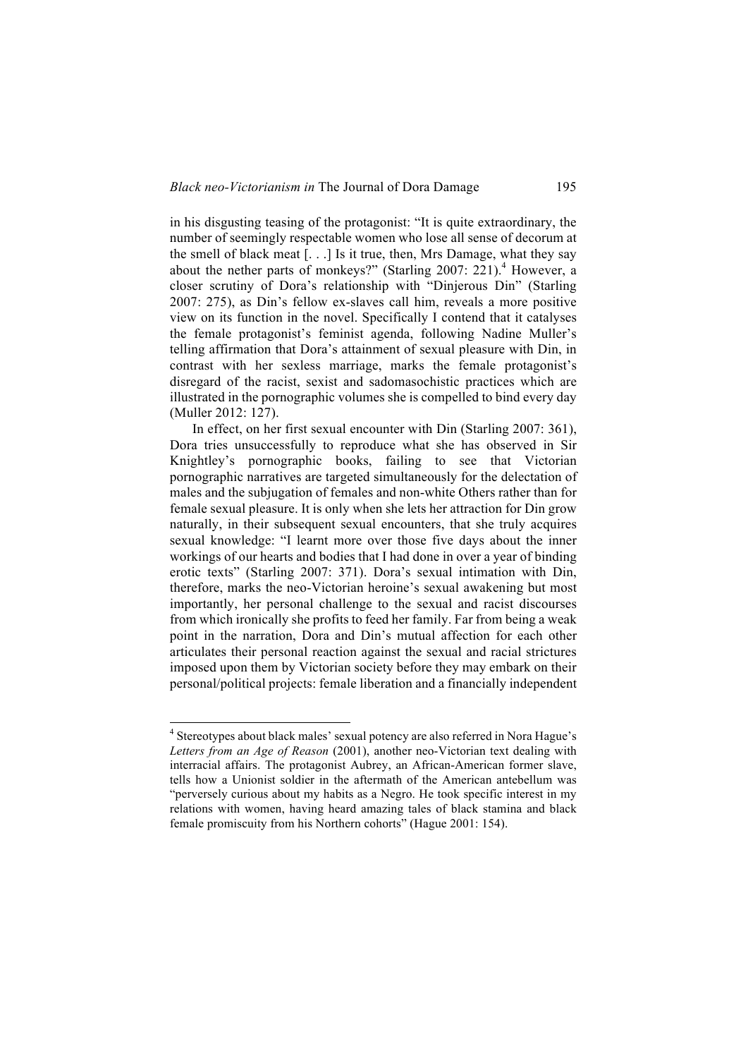in his disgusting teasing of the protagonist: "It is quite extraordinary, the number of seemingly respectable women who lose all sense of decorum at the smell of black meat [. . .] Is it true, then, Mrs Damage, what they say about the nether parts of monkeys?" (Starling 2007: 221).[4] However, a closer scrutiny of Dora's relationship with "Dinjerous Din" (Starling 2007: 275), as Din's fellow ex-slaves call him, reveals a more positive view on its function in the novel. Specifically I contend that it catalyses the female protagonist's feminist agenda, following Nadine Muller's telling affirmation that Dora's attainment of sexual pleasure with Din, in contrast with her sexless marriage, marks the female protagonist's disregard of the racist, sexist and sadomasochistic practices which are illustrated in the pornographic volumes she is compelled to bind every day (Muller 2012: 127).

In effect, on her first sexual encounter with Din (Starling 2007: 361), Dora tries unsuccessfully to reproduce what she has observed in Sir Knightley's pornographic books, failing to see that Victorian pornographic narratives are targeted simultaneously for the delectation of males and the subjugation of females and non-white Others rather than for female sexual pleasure. It is only when she lets her attraction for Din grow naturally, in their subsequent sexual encounters, that she truly acquires sexual knowledge: "I learnt more over those five days about the inner workings of our hearts and bodies that I had done in over a year of binding erotic texts" (Starling 2007: 371). Dora's sexual intimation with Din, therefore, marks the neo-Victorian heroine's sexual awakening but most importantly, her personal challenge to the sexual and racist discourses from which ironically she profits to feed her family. Far from being a weak point in the narration, Dora and Din's mutual affection for each other articulates their personal reaction against the sexual and racial strictures imposed upon them by Victorian society before they may embark on their personal/political projects: female liberation and a financially independent

[4] Stereotypes about black males' sexual potency are also referred in Nora Hague's *Letters from an Age of Reason* (2001), another neo-Victorian text dealing with interracial affairs. The protagonist Aubrey, an African-American former slave, tells how a Unionist soldier in the aftermath of the American antebellum was "perversely curious about my habits as a Negro. He took specific interest in my relations with women, having heard amazing tales of black stamina and black female promiscuity from his Northern cohorts" (Hague 2001: 154).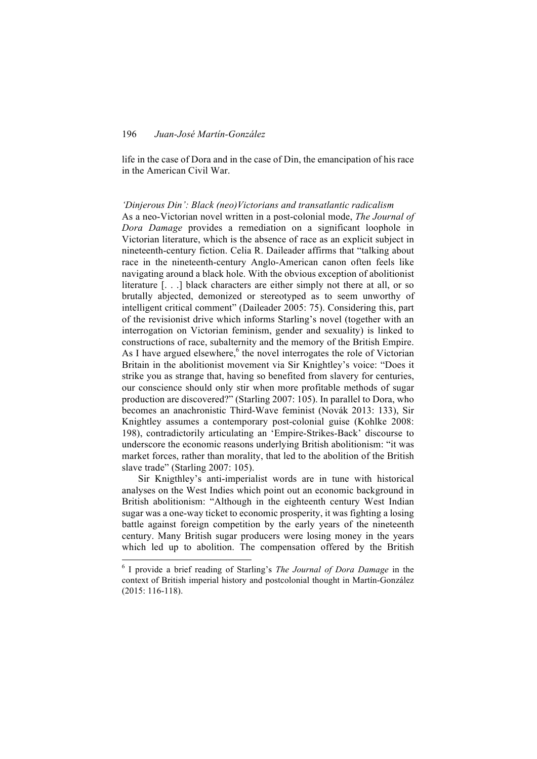life in the case of Dora and in the case of Din, the emancipation of his race in the American Civil War.

*'Dinjerous Din': Black (neo)Victorians and transatlantic radicalism*

As a neo-Victorian novel written in a post-colonial mode, *The Journal of Dora Damage* provides a remediation on a significant loophole in Victorian literature, which is the absence of race as an explicit subject in nineteenth-century fiction. Celia R. Daileader affirms that "talking about race in the nineteenth-century Anglo-American canon often feels like navigating around a black hole. With the obvious exception of abolitionist literature [. . .] black characters are either simply not there at all, or so brutally abjected, demonized or stereotyped as to seem unworthy of intelligent critical comment" (Daileader 2005: 75). Considering this, part of the revisionist drive which informs Starling's novel (together with an interrogation on Victorian feminism, gender and sexuality) is linked to constructions of race, subalternity and the memory of the British Empire. As I have argued elsewhere,[6] the novel interrogates the role of Victorian Britain in the abolitionist movement via Sir Knightley's voice: "Does it strike you as strange that, having so benefited from slavery for centuries, our conscience should only stir when more profitable methods of sugar production are discovered?" (Starling 2007: 105). In parallel to Dora, who becomes an anachronistic Third-Wave feminist (Novák 2013: 133), Sir Knightley assumes a contemporary post-colonial guise (Kohlke 2008: 198), contradictorily articulating an 'Empire-Strikes-Back' discourse to underscore the economic reasons underlying British abolitionism: "it was market forces, rather than morality, that led to the abolition of the British slave trade" (Starling 2007: 105).

Sir Knigthley's anti-imperialist words are in tune with historical analyses on the West Indies which point out an economic background in British abolitionism: "Although in the eighteenth century West Indian sugar was a one-way ticket to economic prosperity, it was fighting a losing battle against foreign competition by the early years of the nineteenth century. Many British sugar producers were losing money in the years which led up to abolition. The compensation offered by the British

[6] I provide a brief reading of Starling's *The Journal of Dora Damage* in the context of British imperial history and postcolonial thought in Martín-González (2015: 116-118).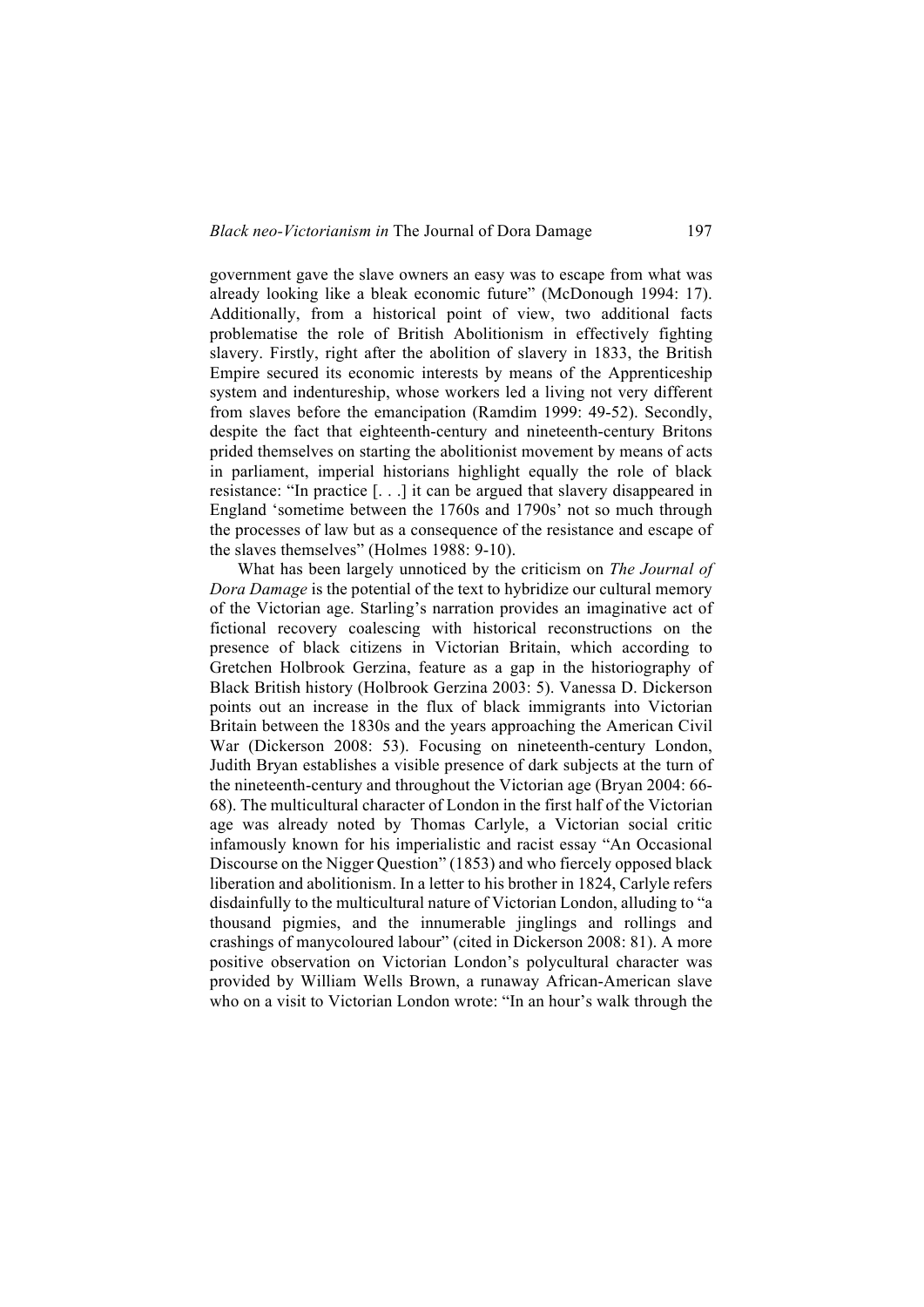government gave the slave owners an easy was to escape from what was already looking like a bleak economic future" (McDonough 1994: 17). Additionally, from a historical point of view, two additional facts problematise the role of British Abolitionism in effectively fighting slavery. Firstly, right after the abolition of slavery in 1833, the British Empire secured its economic interests by means of the Apprenticeship system and indentureship, whose workers led a living not very different from slaves before the emancipation (Ramdim 1999: 49-52). Secondly, despite the fact that eighteenth-century and nineteenth-century Britons prided themselves on starting the abolitionist movement by means of acts in parliament, imperial historians highlight equally the role of black resistance: "In practice [. . .] it can be argued that slavery disappeared in England 'sometime between the 1760s and 1790s' not so much through the processes of law but as a consequence of the resistance and escape of the slaves themselves" (Holmes 1988: 9-10).

What has been largely unnoticed by the criticism on *The Journal of Dora Damage* is the potential of the text to hybridize our cultural memory of the Victorian age. Starling's narration provides an imaginative act of fictional recovery coalescing with historical reconstructions on the presence of black citizens in Victorian Britain, which according to Gretchen Holbrook Gerzina, feature as a gap in the historiography of Black British history (Holbrook Gerzina 2003: 5). Vanessa D. Dickerson points out an increase in the flux of black immigrants into Victorian Britain between the 1830s and the years approaching the American Civil War (Dickerson 2008: 53). Focusing on nineteenth-century London, Judith Bryan establishes a visible presence of dark subjects at the turn of the nineteenth-century and throughout the Victorian age (Bryan 2004: 66-68). The multicultural character of London in the first half of the Victorian age was already noted by Thomas Carlyle, a Victorian social critic infamously known for his imperialistic and racist essay "An Occasional Discourse on the Nigger Question" (1853) and who fiercely opposed black liberation and abolitionism. In a letter to his brother in 1824, Carlyle refers disdainfully to the multicultural nature of Victorian London, alluding to "a thousand pigmies, and the innumerable jinglings and rollings and crashings of manycoloured labour" (cited in Dickerson 2008: 81). A more positive observation on Victorian London's polycultural character was provided by William Wells Brown, a runaway African-American slave who on a visit to Victorian London wrote: "In an hour's walk through the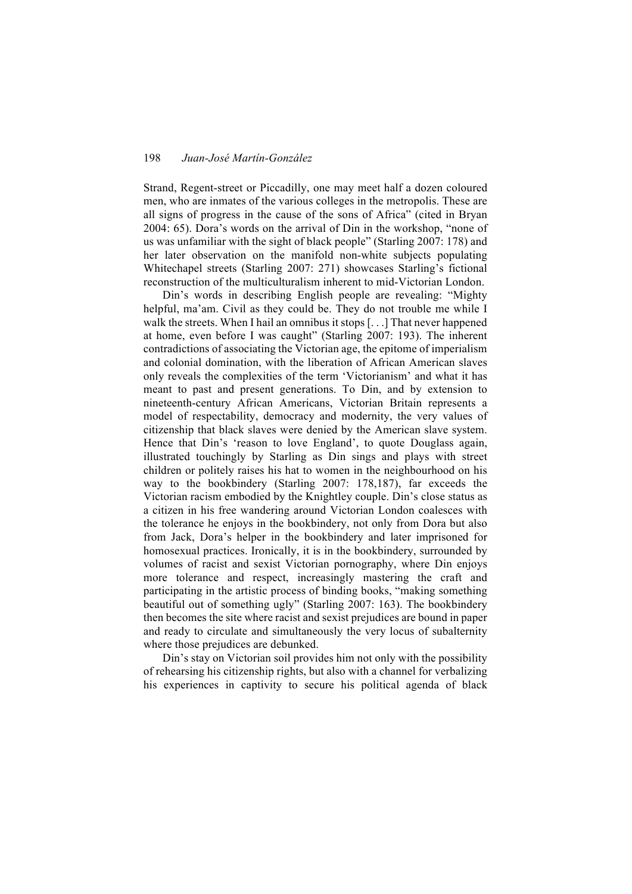Strand, Regent-street or Piccadilly, one may meet half a dozen coloured men, who are inmates of the various colleges in the metropolis. These are all signs of progress in the cause of the sons of Africa" (cited in Bryan 2004: 65). Dora's words on the arrival of Din in the workshop, "none of us was unfamiliar with the sight of black people" (Starling 2007: 178) and her later observation on the manifold non-white subjects populating Whitechapel streets (Starling 2007: 271) showcases Starling's fictional reconstruction of the multiculturalism inherent to mid-Victorian London.

Din's words in describing English people are revealing: "Mighty helpful, ma'am. Civil as they could be. They do not trouble me while I walk the streets. When I hail an omnibus it stops [. . .] That never happened at home, even before I was caught" (Starling 2007: 193). The inherent contradictions of associating the Victorian age, the epitome of imperialism and colonial domination, with the liberation of African American slaves only reveals the complexities of the term 'Victorianism' and what it has meant to past and present generations. To Din, and by extension to nineteenth-century African Americans, Victorian Britain represents a model of respectability, democracy and modernity, the very values of citizenship that black slaves were denied by the American slave system. Hence that Din's 'reason to love England', to quote Douglass again, illustrated touchingly by Starling as Din sings and plays with street children or politely raises his hat to women in the neighbourhood on his way to the bookbindery (Starling 2007: 178,187), far exceeds the Victorian racism embodied by the Knightley couple. Din's close status as a citizen in his free wandering around Victorian London coalesces with the tolerance he enjoys in the bookbindery, not only from Dora but also from Jack, Dora's helper in the bookbindery and later imprisoned for homosexual practices. Ironically, it is in the bookbindery, surrounded by volumes of racist and sexist Victorian pornography, where Din enjoys more tolerance and respect, increasingly mastering the craft and participating in the artistic process of binding books, "making something beautiful out of something ugly" (Starling 2007: 163). The bookbindery then becomes the site where racist and sexist prejudices are bound in paper and ready to circulate and simultaneously the very locus of subalternity where those prejudices are debunked.

Din's stay on Victorian soil provides him not only with the possibility of rehearsing his citizenship rights, but also with a channel for verbalizing his experiences in captivity to secure his political agenda of black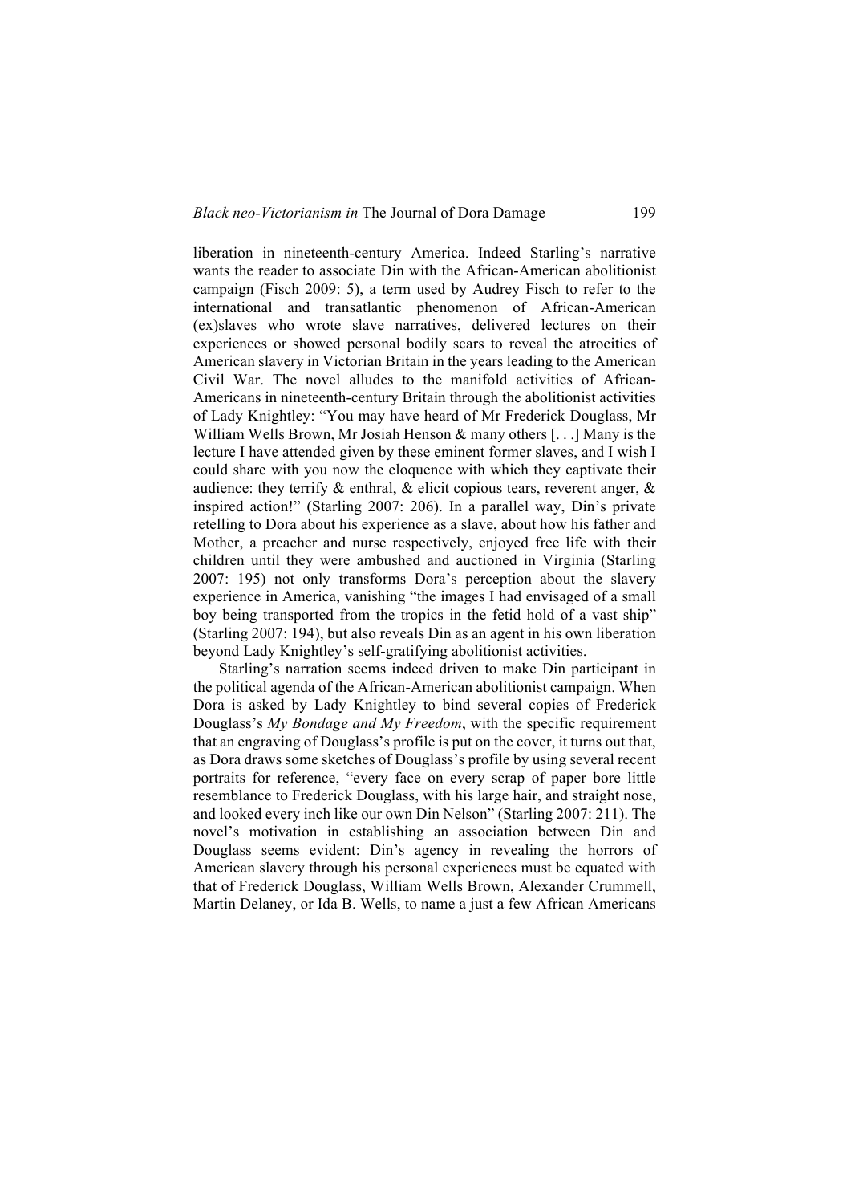liberation in nineteenth-century America. Indeed Starling's narrative wants the reader to associate Din with the African-American abolitionist campaign (Fisch 2009: 5), a term used by Audrey Fisch to refer to the international and transatlantic phenomenon of African-American (ex)slaves who wrote slave narratives, delivered lectures on their experiences or showed personal bodily scars to reveal the atrocities of American slavery in Victorian Britain in the years leading to the American Civil War. The novel alludes to the manifold activities of African-Americans in nineteenth-century Britain through the abolitionist activities of Lady Knightley: "You may have heard of Mr Frederick Douglass, Mr William Wells Brown, Mr Josiah Henson & many others [. . .] Many is the lecture I have attended given by these eminent former slaves, and I wish I could share with you now the eloquence with which they captivate their audience: they terrify & enthral, & elicit copious tears, reverent anger, & inspired action!" (Starling 2007: 206). In a parallel way, Din's private retelling to Dora about his experience as a slave, about how his father and Mother, a preacher and nurse respectively, enjoyed free life with their children until they were ambushed and auctioned in Virginia (Starling 2007: 195) not only transforms Dora's perception about the slavery experience in America, vanishing "the images I had envisaged of a small boy being transported from the tropics in the fetid hold of a vast ship" (Starling 2007: 194), but also reveals Din as an agent in his own liberation beyond Lady Knightley's self-gratifying abolitionist activities.

Starling's narration seems indeed driven to make Din participant in the political agenda of the African-American abolitionist campaign. When Dora is asked by Lady Knightley to bind several copies of Frederick Douglass's *My Bondage and My Freedom*, with the specific requirement that an engraving of Douglass's profile is put on the cover, it turns out that, as Dora draws some sketches of Douglass's profile by using several recent portraits for reference, "every face on every scrap of paper bore little resemblance to Frederick Douglass, with his large hair, and straight nose, and looked every inch like our own Din Nelson" (Starling 2007: 211). The novel's motivation in establishing an association between Din and Douglass seems evident: Din's agency in revealing the horrors of American slavery through his personal experiences must be equated with that of Frederick Douglass, William Wells Brown, Alexander Crummell, Martin Delaney, or Ida B. Wells, to name a just a few African Americans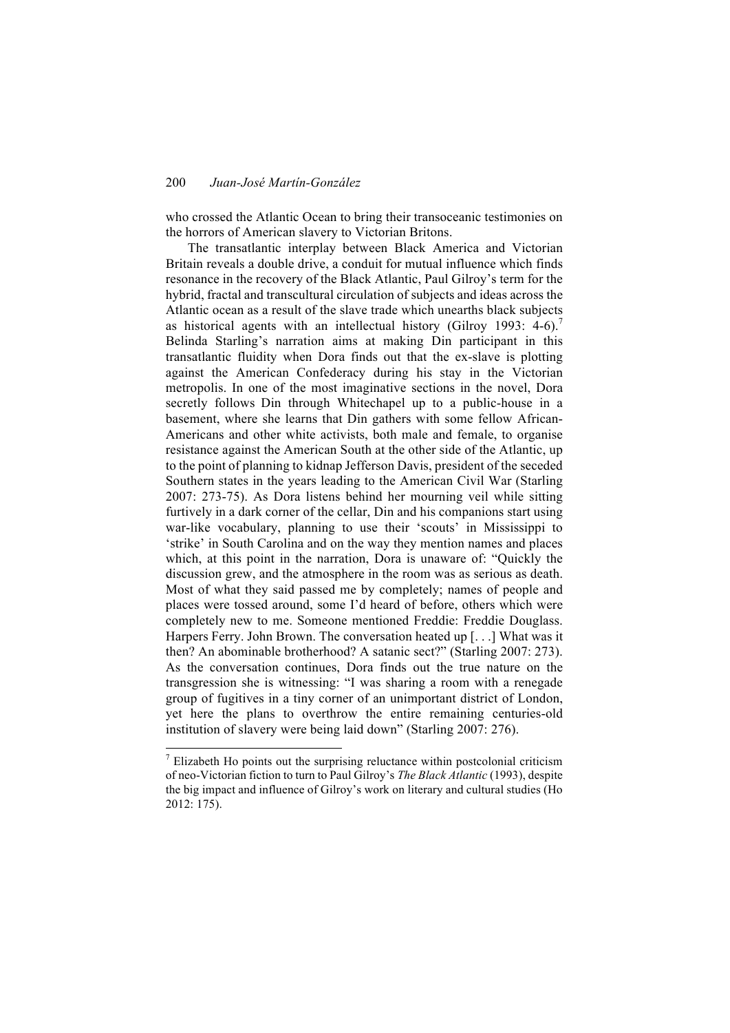who crossed the Atlantic Ocean to bring their transoceanic testimonies on the horrors of American slavery to Victorian Britons.

The transatlantic interplay between Black America and Victorian Britain reveals a double drive, a conduit for mutual influence which finds resonance in the recovery of the Black Atlantic, Paul Gilroy's term for the hybrid, fractal and transcultural circulation of subjects and ideas across the Atlantic ocean as a result of the slave trade which unearths black subjects as historical agents with an intellectual history (Gilroy 1993: 4-6).[7] Belinda Starling's narration aims at making Din participant in this transatlantic fluidity when Dora finds out that the ex-slave is plotting against the American Confederacy during his stay in the Victorian metropolis. In one of the most imaginative sections in the novel, Dora secretly follows Din through Whitechapel up to a public-house in a basement, where she learns that Din gathers with some fellow African-Americans and other white activists, both male and female, to organise resistance against the American South at the other side of the Atlantic, up to the point of planning to kidnap Jefferson Davis, president of the seceded Southern states in the years leading to the American Civil War (Starling 2007: 273-75). As Dora listens behind her mourning veil while sitting furtively in a dark corner of the cellar, Din and his companions start using war-like vocabulary, planning to use their 'scouts' in Mississippi to 'strike' in South Carolina and on the way they mention names and places which, at this point in the narration, Dora is unaware of: "Quickly the discussion grew, and the atmosphere in the room was as serious as death. Most of what they said passed me by completely; names of people and places were tossed around, some I'd heard of before, others which were completely new to me. Someone mentioned Freddie: Freddie Douglass. Harpers Ferry. John Brown. The conversation heated up [. . .] What was it then? An abominable brotherhood? A satanic sect?" (Starling 2007: 273). As the conversation continues, Dora finds out the true nature on the transgression she is witnessing: "I was sharing a room with a renegade group of fugitives in a tiny corner of an unimportant district of London, yet here the plans to overthrow the entire remaining centuries-old institution of slavery were being laid down" (Starling 2007: 276).

[7] Elizabeth Ho points out the surprising reluctance within postcolonial criticism of neo-Victorian fiction to turn to Paul Gilroy's *The Black Atlantic* (1993), despite the big impact and influence of Gilroy's work on literary and cultural studies (Ho 2012: 175).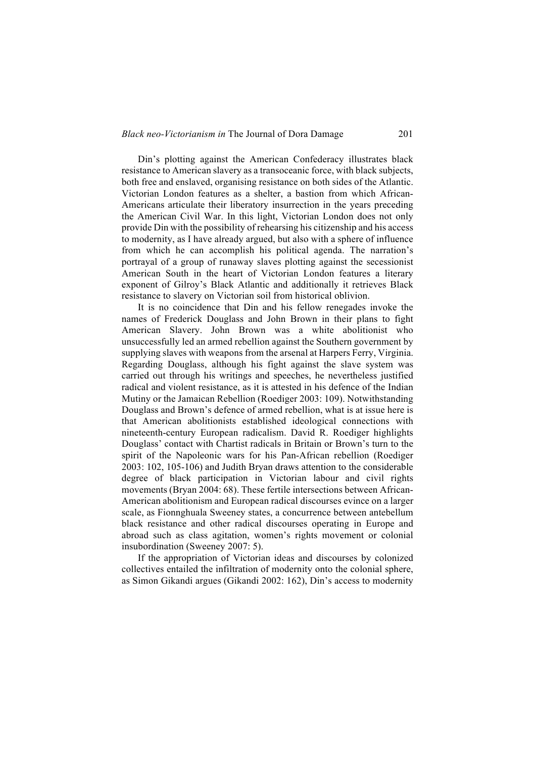Din's plotting against the American Confederacy illustrates black resistance to American slavery as a transoceanic force, with black subjects, both free and enslaved, organising resistance on both sides of the Atlantic. Victorian London features as a shelter, a bastion from which African-Americans articulate their liberatory insurrection in the years preceding the American Civil War. In this light, Victorian London does not only provide Din with the possibility of rehearsing his citizenship and his access to modernity, as I have already argued, but also with a sphere of influence from which he can accomplish his political agenda. The narration's portrayal of a group of runaway slaves plotting against the secessionist American South in the heart of Victorian London features a literary exponent of Gilroy's Black Atlantic and additionally it retrieves Black resistance to slavery on Victorian soil from historical oblivion.

It is no coincidence that Din and his fellow renegades invoke the names of Frederick Douglass and John Brown in their plans to fight American Slavery. John Brown was a white abolitionist who unsuccessfully led an armed rebellion against the Southern government by supplying slaves with weapons from the arsenal at Harpers Ferry, Virginia. Regarding Douglass, although his fight against the slave system was carried out through his writings and speeches, he nevertheless justified radical and violent resistance, as it is attested in his defence of the Indian Mutiny or the Jamaican Rebellion (Roediger 2003: 109). Notwithstanding Douglass and Brown's defence of armed rebellion, what is at issue here is that American abolitionists established ideological connections with nineteenth-century European radicalism. David R. Roediger highlights Douglass' contact with Chartist radicals in Britain or Brown's turn to the spirit of the Napoleonic wars for his Pan-African rebellion (Roediger 2003: 102, 105-106) and Judith Bryan draws attention to the considerable degree of black participation in Victorian labour and civil rights movements (Bryan 2004: 68). These fertile intersections between African-American abolitionism and European radical discourses evince on a larger scale, as Fionnghuala Sweeney states, a concurrence between antebellum black resistance and other radical discourses operating in Europe and abroad such as class agitation, women's rights movement or colonial insubordination (Sweeney 2007: 5).

If the appropriation of Victorian ideas and discourses by colonized collectives entailed the infiltration of modernity onto the colonial sphere, as Simon Gikandi argues (Gikandi 2002: 162), Din's access to modernity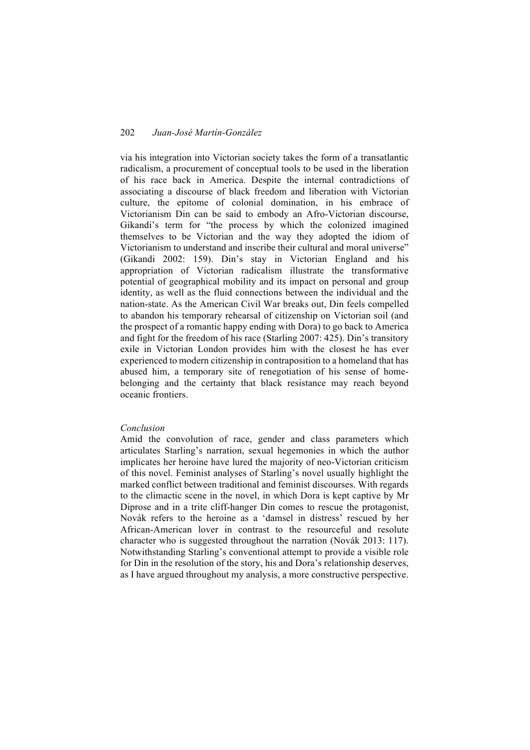via his integration into Victorian society takes the form of a transatlantic radicalism, a procurement of conceptual tools to be used in the liberation of his race back in America. Despite the internal contradictions of associating a discourse of black freedom and liberation with Victorian culture, the epitome of colonial domination, in his embrace of Victorianism Din can be said to embody an Afro-Victorian discourse, Gikandi's term for "the process by which the colonized imagined themselves to be Victorian and the way they adopted the idiom of Victorianism to understand and inscribe their cultural and moral universe" (Gikandi 2002: 159). Din's stay in Victorian England and his appropriation of Victorian radicalism illustrate the transformative potential of geographical mobility and its impact on personal and group identity, as well as the fluid connections between the individual and the nation-state. As the American Civil War breaks out, Din feels compelled to abandon his temporary rehearsal of citizenship on Victorian soil (and the prospect of a romantic happy ending with Dora) to go back to America and fight for the freedom of his race (Starling 2007: 425). Din's transitory exile in Victorian London provides him with the closest he has ever experienced to modern citizenship in contraposition to a homeland that has abused him, a temporary site of renegotiation of his sense of home-belonging and the certainty that black resistance may reach beyond oceanic frontiers.

*Conclusion*

Amid the convolution of race, gender and class parameters which articulates Starling's narration, sexual hegemonies in which the author implicates her heroine have lured the majority of neo-Victorian criticism of this novel. Feminist analyses of Starling's novel usually highlight the marked conflict between traditional and feminist discourses. With regards to the climactic scene in the novel, in which Dora is kept captive by Mr Diprose and in a trite cliff-hanger Din comes to rescue the protagonist, Novák refers to the heroine as a 'damsel in distress' rescued by her African-American lover in contrast to the resourceful and resolute character who is suggested throughout the narration (Novák 2013: 117). Notwithstanding Starling's conventional attempt to provide a visible role for Din in the resolution of the story, his and Dora's relationship deserves, as I have argued throughout my analysis, a more constructive perspective.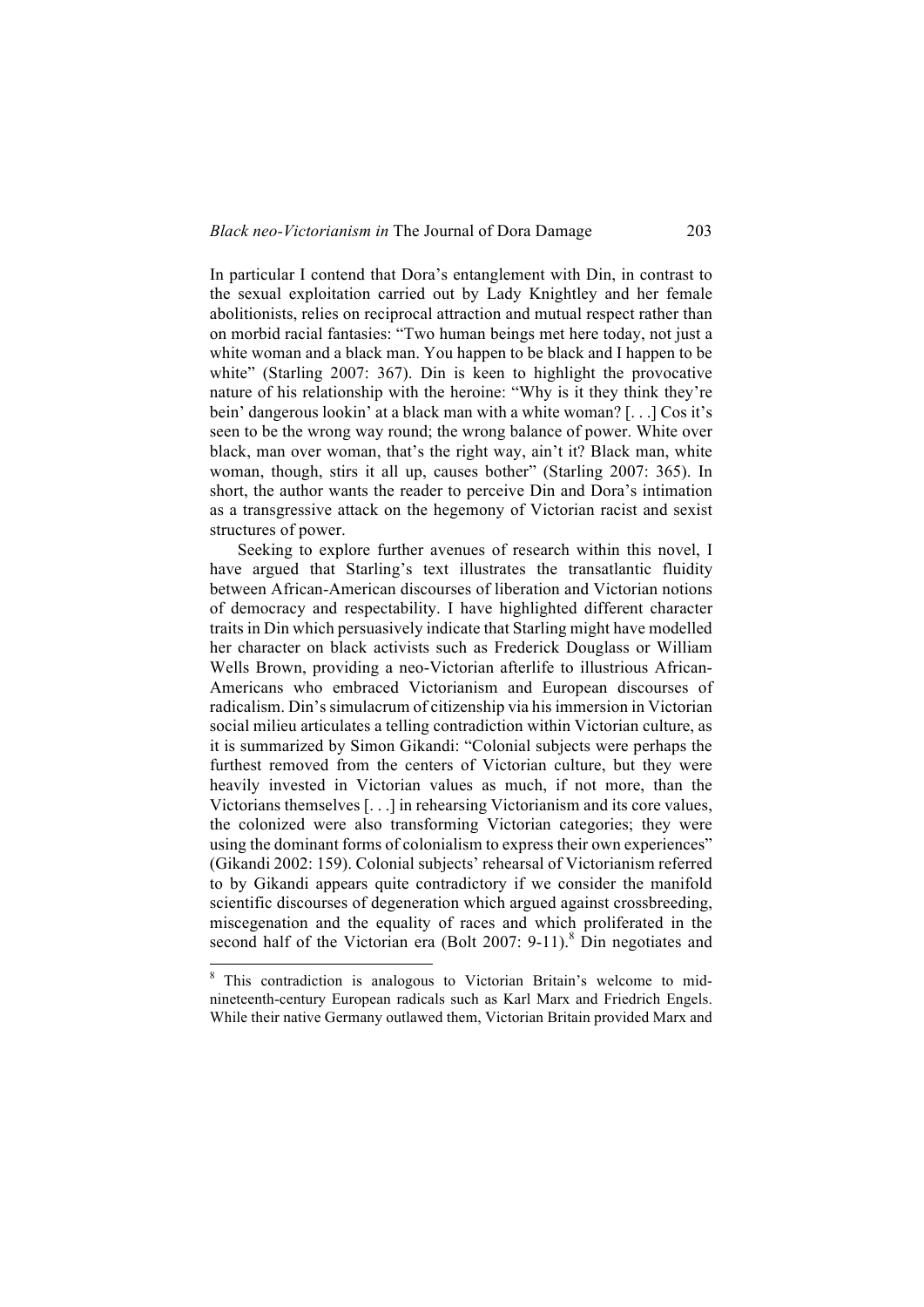In particular I contend that Dora's entanglement with Din, in contrast to the sexual exploitation carried out by Lady Knightley and her female abolitionists, relies on reciprocal attraction and mutual respect rather than on morbid racial fantasies: "Two human beings met here today, not just a white woman and a black man. You happen to be black and I happen to be white" (Starling 2007: 367). Din is keen to highlight the provocative nature of his relationship with the heroine: "Why is it they think they're bein' dangerous lookin' at a black man with a white woman? [. . .] Cos it's seen to be the wrong way round; the wrong balance of power. White over black, man over woman, that's the right way, ain't it? Black man, white woman, though, stirs it all up, causes bother" (Starling 2007: 365). In short, the author wants the reader to perceive Din and Dora's intimation as a transgressive attack on the hegemony of Victorian racist and sexist structures of power.

Seeking to explore further avenues of research within this novel, I have argued that Starling's text illustrates the transatlantic fluidity between African-American discourses of liberation and Victorian notions of democracy and respectability. I have highlighted different character traits in Din which persuasively indicate that Starling might have modelled her character on black activists such as Frederick Douglass or William Wells Brown, providing a neo-Victorian afterlife to illustrious African-Americans who embraced Victorianism and European discourses of radicalism. Din's simulacrum of citizenship via his immersion in Victorian social milieu articulates a telling contradiction within Victorian culture, as it is summarized by Simon Gikandi: "Colonial subjects were perhaps the furthest removed from the centers of Victorian culture, but they were heavily invested in Victorian values as much, if not more, than the Victorians themselves [. . .] in rehearsing Victorianism and its core values, the colonized were also transforming Victorian categories; they were using the dominant forms of colonialism to express their own experiences" (Gikandi 2002: 159). Colonial subjects' rehearsal of Victorianism referred to by Gikandi appears quite contradictory if we consider the manifold scientific discourses of degeneration which argued against crossbreeding, miscegenation and the equality of races and which proliferated in the second half of the Victorian era (Bolt 2007: 9-11).[8] Din negotiates and

[8] This contradiction is analogous to Victorian Britain's welcome to mid-nineteenth-century European radicals such as Karl Marx and Friedrich Engels. While their native Germany outlawed them, Victorian Britain provided Marx and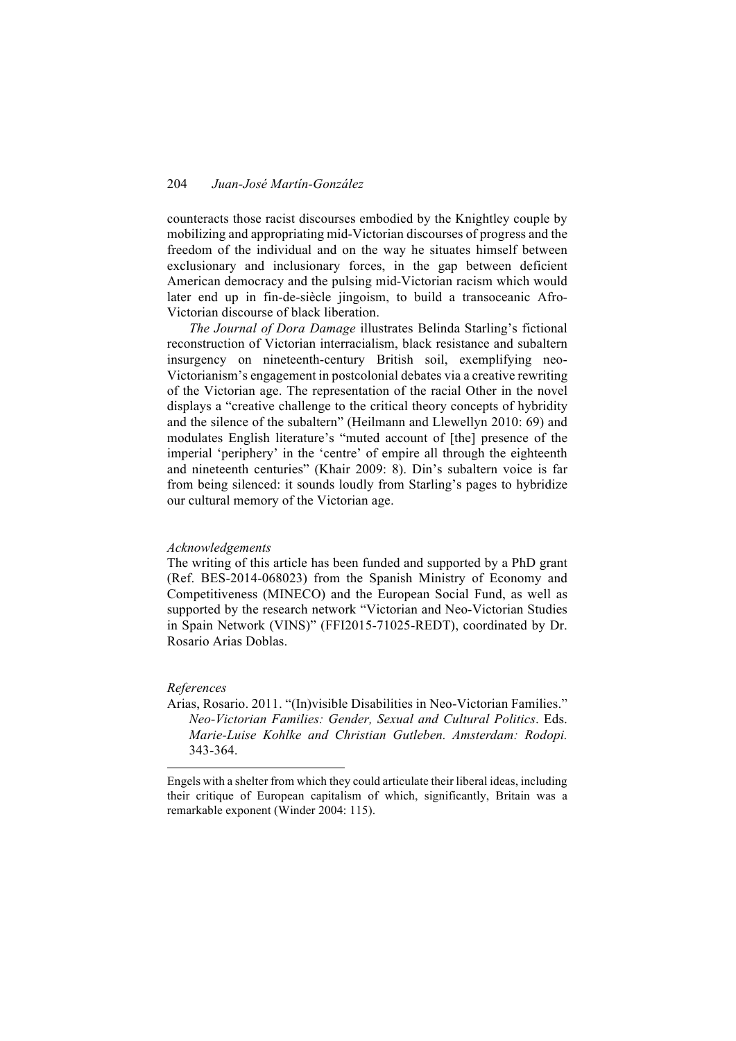counteracts those racist discourses embodied by the Knightley couple by mobilizing and appropriating mid-Victorian discourses of progress and the freedom of the individual and on the way he situates himself between exclusionary and inclusionary forces, in the gap between deficient American democracy and the pulsing mid-Victorian racism which would later end up in fin-de-siècle jingoism, to build a transoceanic Afro-Victorian discourse of black liberation.

*The Journal of Dora Damage* illustrates Belinda Starling's fictional reconstruction of Victorian interracialism, black resistance and subaltern insurgency on nineteenth-century British soil, exemplifying neo-Victorianism's engagement in postcolonial debates via a creative rewriting of the Victorian age. The representation of the racial Other in the novel displays a "creative challenge to the critical theory concepts of hybridity and the silence of the subaltern" (Heilmann and Llewellyn 2010: 69) and modulates English literature's "muted account of [the] presence of the imperial 'periphery' in the 'centre' of empire all through the eighteenth and nineteenth centuries" (Khair 2009: 8). Din's subaltern voice is far from being silenced: it sounds loudly from Starling's pages to hybridize our cultural memory of the Victorian age.

*Acknowledgements*

The writing of this article has been funded and supported by a PhD grant (Ref. BES-2014-068023) from the Spanish Ministry of Economy and Competitiveness (MINECO) and the European Social Fund, as well as supported by the research network "Victorian and Neo-Victorian Studies in Spain Network (VINS)" (FFI2015-71025-REDT), coordinated by Dr. Rosario Arias Doblas.

*References*

Arias, Rosario. 2011. "(In)visible Disabilities in Neo-Victorian Families." *Neo-Victorian Families: Gender, Sexual and Cultural Politics*. Eds. *Marie-Luise Kohlke and Christian Gutleben. Amsterdam: Rodopi.* 343-364.

---

Engels with a shelter from which they could articulate their liberal ideas, including their critique of European capitalism of which, significantly, Britain was a remarkable exponent (Winder 2004: 115).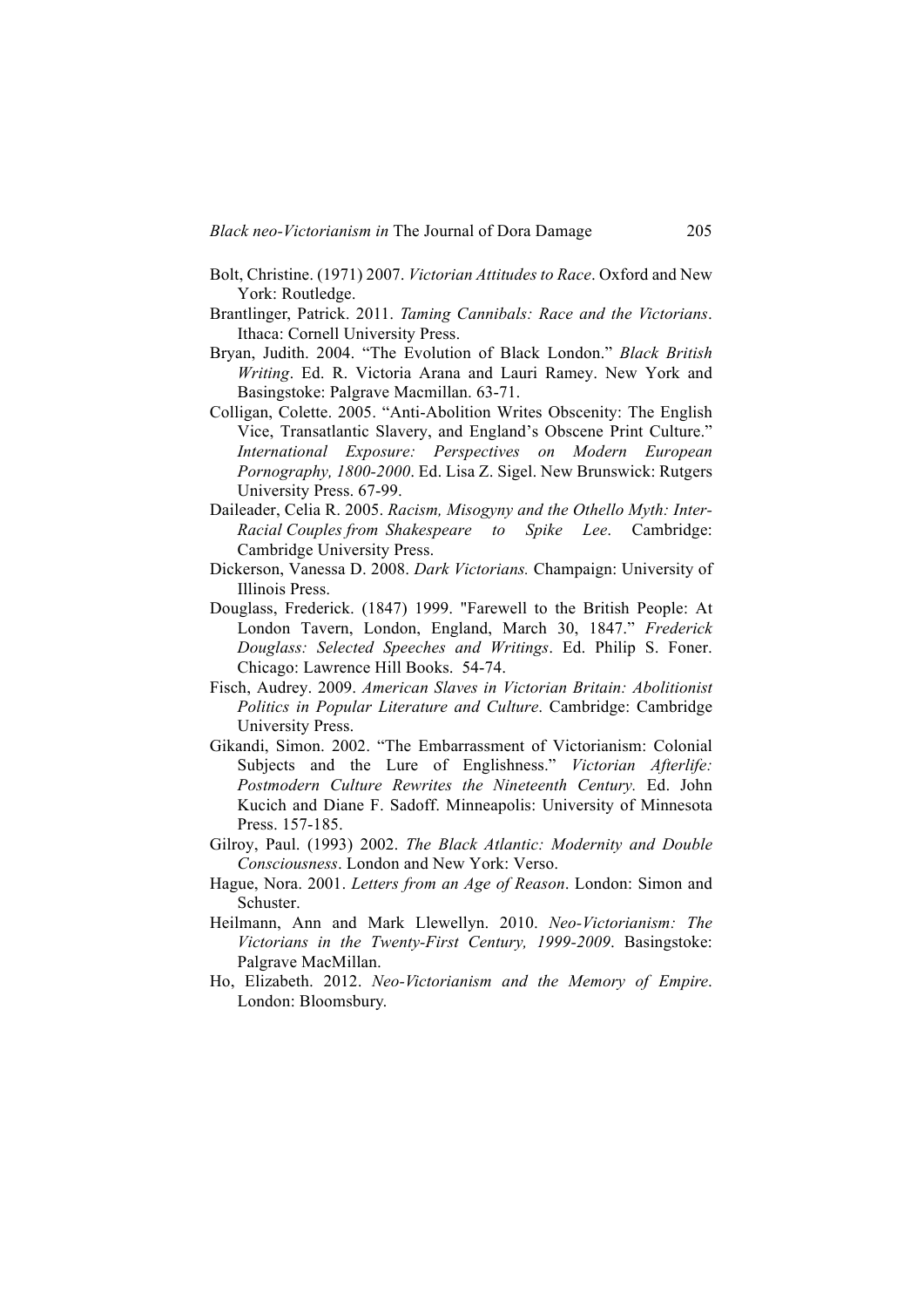Bolt, Christine. (1971) 2007. *Victorian Attitudes to Race*. Oxford and New York: Routledge.

Brantlinger, Patrick. 2011. *Taming Cannibals: Race and the Victorians*. Ithaca: Cornell University Press.

Bryan, Judith. 2004. "The Evolution of Black London." *Black British Writing*. Ed. R. Victoria Arana and Lauri Ramey. New York and Basingstoke: Palgrave Macmillan. 63-71.

Colligan, Colette. 2005. "Anti-Abolition Writes Obscenity: The English Vice, Transatlantic Slavery, and England's Obscene Print Culture." *International Exposure: Perspectives on Modern European Pornography, 1800-2000*. Ed. Lisa Z. Sigel. New Brunswick: Rutgers University Press. 67-99.

Daileader, Celia R. 2005. *Racism, Misogyny and the Othello Myth: Inter-Racial Couples from Shakespeare to Spike Lee*. Cambridge: Cambridge University Press.

Dickerson, Vanessa D. 2008. *Dark Victorians.* Champaign: University of Illinois Press.

Douglass, Frederick. (1847) 1999. "Farewell to the British People: At London Tavern, London, England, March 30, 1847." *Frederick Douglass: Selected Speeches and Writings*. Ed. Philip S. Foner. Chicago: Lawrence Hill Books. 54-74.

Fisch, Audrey. 2009. *American Slaves in Victorian Britain: Abolitionist Politics in Popular Literature and Culture*. Cambridge: Cambridge University Press.

Gikandi, Simon. 2002. "The Embarrassment of Victorianism: Colonial Subjects and the Lure of Englishness." *Victorian Afterlife: Postmodern Culture Rewrites the Nineteenth Century.* Ed. John Kucich and Diane F. Sadoff. Minneapolis: University of Minnesota Press. 157-185.

Gilroy, Paul. (1993) 2002. *The Black Atlantic: Modernity and Double Consciousness*. London and New York: Verso.

Hague, Nora. 2001. *Letters from an Age of Reason*. London: Simon and Schuster.

Heilmann, Ann and Mark Llewellyn. 2010. *Neo-Victorianism: The Victorians in the Twenty-First Century, 1999-2009*. Basingstoke: Palgrave MacMillan.

Ho, Elizabeth. 2012. *Neo-Victorianism and the Memory of Empire*. London: Bloomsbury.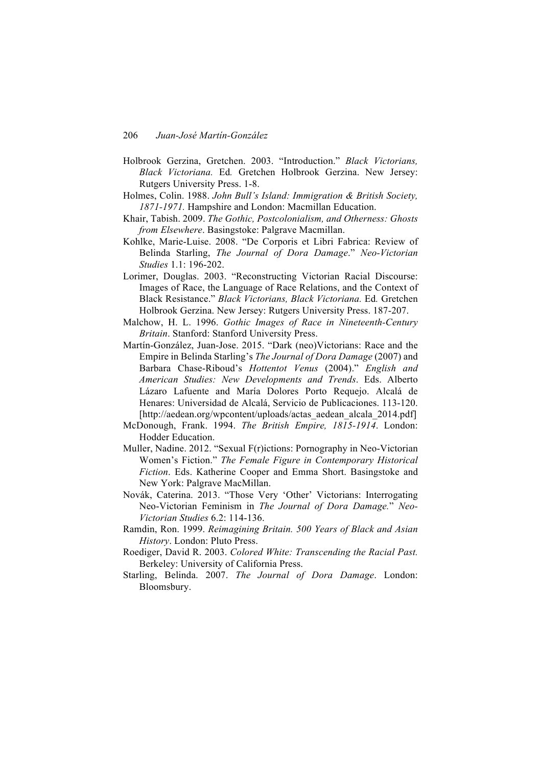Holbrook Gerzina, Gretchen. 2003. "Introduction." *Black Victorians, Black Victoriana.* Ed*.* Gretchen Holbrook Gerzina. New Jersey: Rutgers University Press. 1-8.

Holmes, Colin. 1988. *John Bull's Island: Immigration & British Society, 1871-1971.* Hampshire and London: Macmillan Education.

Khair, Tabish. 2009. *The Gothic, Postcolonialism, and Otherness: Ghosts from Elsewhere*. Basingstoke: Palgrave Macmillan.

Kohlke, Marie-Luise. 2008. "De Corporis et Libri Fabrica: Review of Belinda Starling, *The Journal of Dora Damage*." *Neo-Victorian Studies* 1.1: 196-202.

Lorimer, Douglas. 2003. "Reconstructing Victorian Racial Discourse: Images of Race, the Language of Race Relations, and the Context of Black Resistance." *Black Victorians, Black Victoriana.* Ed*.* Gretchen Holbrook Gerzina. New Jersey: Rutgers University Press. 187-207.

Malchow, H. L. 1996. *Gothic Images of Race in Nineteenth-Century Britain*. Stanford: Stanford University Press.

Martín-González, Juan-Jose. 2015. "Dark (neo)Victorians: Race and the Empire in Belinda Starling's *The Journal of Dora Damage* (2007) and Barbara Chase-Riboud's *Hottentot Venus* (2004)." *English and American Studies: New Developments and Trends*. Eds. Alberto Lázaro Lafuente and María Dolores Porto Requejo. Alcalá de Henares: Universidad de Alcalá, Servicio de Publicaciones. 113-120. [http://aedean.org/wpcontent/uploads/actas_aedean_alcala_2014.pdf]

McDonough, Frank. 1994. *The British Empire, 1815-1914*. London: Hodder Education.

Muller, Nadine. 2012. "Sexual F(r)ictions: Pornography in Neo-Victorian Women's Fiction." *The Female Figure in Contemporary Historical Fiction*. Eds. Katherine Cooper and Emma Short. Basingstoke and New York: Palgrave MacMillan.

Novák, Caterina. 2013. "Those Very 'Other' Victorians: Interrogating Neo-Victorian Feminism in *The Journal of Dora Damage.*" *Neo-Victorian Studies* 6.2: 114-136.

Ramdin, Ron. 1999. *Reimagining Britain. 500 Years of Black and Asian History*. London: Pluto Press.

Roediger, David R. 2003. *Colored White: Transcending the Racial Past.* Berkeley: University of California Press.

Starling, Belinda. 2007. *The Journal of Dora Damage*. London: Bloomsbury.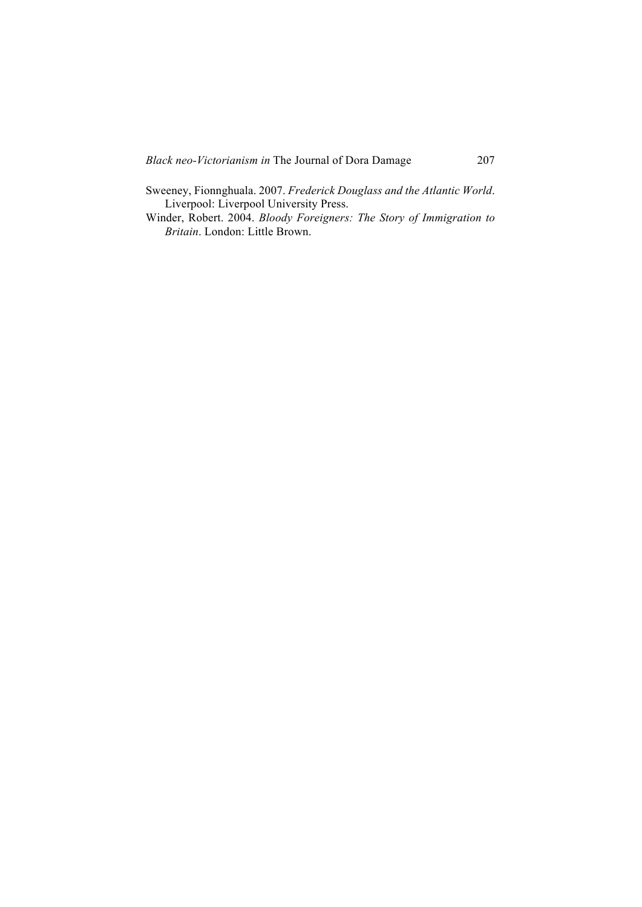Sweeney, Fionnghuala. 2007. *Frederick Douglass and the Atlantic World*. Liverpool: Liverpool University Press.

Winder, Robert. 2004. *Bloody Foreigners: The Story of Immigration to Britain*. London: Little Brown.